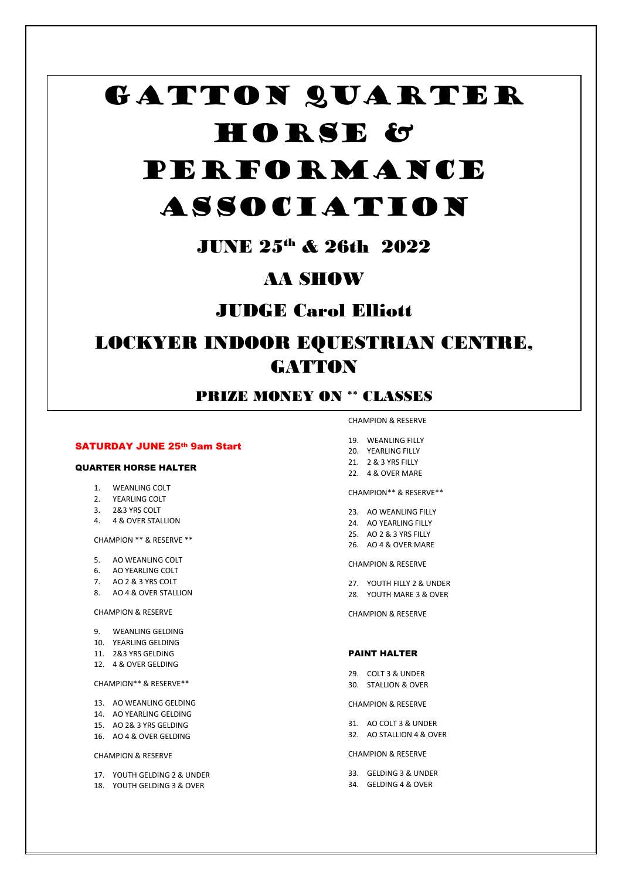# GATTON QUARTER HORSE & PERFORMANCE ASSOCIATION

## JUNE 25th & 26th 2022

## AA SHOW

## JUDGE Carol Elliott

## LOCKYER INDOOR EQUESTRIAN CENTRE, GATTON

### PRIZE MONEY ON ** CLASSES

**SATURDAY JUNE 25th 9am Start**

#### QUARTER HORSE HALTER

1. WEANLING COLT
2. YEARLING COLT
3. 2&3 YRS COLT
4. 4 & OVER STALLION

CHAMPION ** & RESERVE **

5. AO WEANLING COLT
6. AO YEARLING COLT
7. AO 2 & 3 YRS COLT
8. AO 4 & OVER STALLION

CHAMPION & RESERVE

9. WEANLING GELDING
10. YEARLING GELDING
11. 2&3 YRS GELDING
12. 4 & OVER GELDING

CHAMPION** & RESERVE**

13. AO WEANLING GELDING
14. AO YEARLING GELDING
15. AO 2& 3 YRS GELDING
16. AO 4 & OVER GELDING

CHAMPION & RESERVE

17. YOUTH GELDING 2 & UNDER
18. YOUTH GELDING 3 & OVER

CHAMPION & RESERVE

19. WEANLING FILLY
20. YEARLING FILLY
21. 2 & 3 YRS FILLY
22. 4 & OVER MARE

CHAMPION** & RESERVE**

23. AO WEANLING FILLY
24. AO YEARLING FILLY
25. AO 2 & 3 YRS FILLY
26. AO 4 & OVER MARE

CHAMPION & RESERVE

27. YOUTH FILLY 2 & UNDER
28. YOUTH MARE 3 & OVER

CHAMPION & RESERVE

#### PAINT HALTER

29. COLT 3 & UNDER
30. STALLION & OVER

CHAMPION & RESERVE

31. AO COLT 3 & UNDER
32. AO STALLION 4 & OVER

CHAMPION & RESERVE

33. GELDING 3 & UNDER
34. GELDING 4 & OVER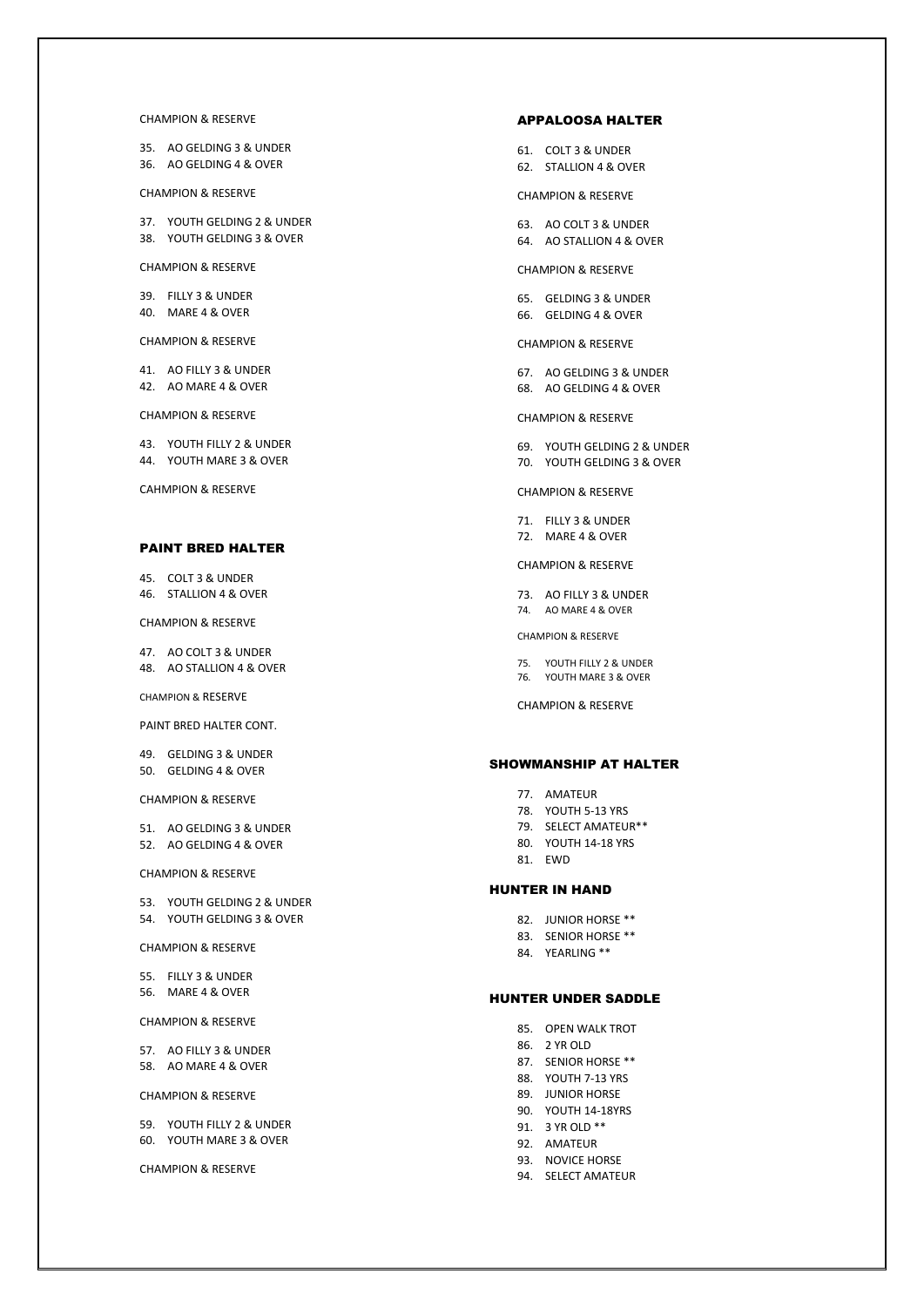CHAMPION & RESERVE

35. AO GELDING 3 & UNDER
36. AO GELDING 4 & OVER

CHAMPION & RESERVE

37. YOUTH GELDING 2 & UNDER
38. YOUTH GELDING 3 & OVER

CHAMPION & RESERVE

39. FILLY 3 & UNDER
40. MARE 4 & OVER

CHAMPION & RESERVE

41. AO FILLY 3 & UNDER
42. AO MARE 4 & OVER

CHAMPION & RESERVE

43. YOUTH FILLY 2 & UNDER
44. YOUTH MARE 3 & OVER

CAHMPION & RESERVE

## PAINT BRED HALTER

45. COLT 3 & UNDER
46. STALLION 4 & OVER

CHAMPION & RESERVE

47. AO COLT 3 & UNDER
48. AO STALLION 4 & OVER

CHAMPION & RESERVE

PAINT BRED HALTER CONT.

49. GELDING 3 & UNDER
50. GELDING 4 & OVER

CHAMPION & RESERVE

51. AO GELDING 3 & UNDER
52. AO GELDING 4 & OVER

CHAMPION & RESERVE

53. YOUTH GELDING 2 & UNDER
54. YOUTH GELDING 3 & OVER

CHAMPION & RESERVE

55. FILLY 3 & UNDER
56. MARE 4 & OVER

CHAMPION & RESERVE

57. AO FILLY 3 & UNDER
58. AO MARE 4 & OVER

CHAMPION & RESERVE

59. YOUTH FILLY 2 & UNDER
60. YOUTH MARE 3 & OVER

CHAMPION & RESERVE

## APPALOOSA HALTER

61. COLT 3 & UNDER
62. STALLION 4 & OVER

CHAMPION & RESERVE

63. AO COLT 3 & UNDER
64. AO STALLION 4 & OVER

CHAMPION & RESERVE

65. GELDING 3 & UNDER
66. GELDING 4 & OVER

CHAMPION & RESERVE

67. AO GELDING 3 & UNDER
68. AO GELDING 4 & OVER

CHAMPION & RESERVE

69. YOUTH GELDING 2 & UNDER
70. YOUTH GELDING 3 & OVER

CHAMPION & RESERVE

71. FILLY 3 & UNDER
72. MARE 4 & OVER

CHAMPION & RESERVE

73. AO FILLY 3 & UNDER
74. AO MARE 4 & OVER

CHAMPION & RESERVE

75. YOUTH FILLY 2 & UNDER
76. YOUTH MARE 3 & OVER

CHAMPION & RESERVE

## SHOWMANSHIP AT HALTER

77. AMATEUR
78. YOUTH 5-13 YRS
79. SELECT AMATEUR**
80. YOUTH 14-18 YRS
81. EWD

## HUNTER IN HAND

82. JUNIOR HORSE **
83. SENIOR HORSE **
84. YEARLING **

## HUNTER UNDER SADDLE

85. OPEN WALK TROT
86. 2 YR OLD
87. SENIOR HORSE **
88. YOUTH 7-13 YRS
89. JUNIOR HORSE
90. YOUTH 14-18YRS
91. 3 YR OLD **
92. AMATEUR
93. NOVICE HORSE
94. SELECT AMATEUR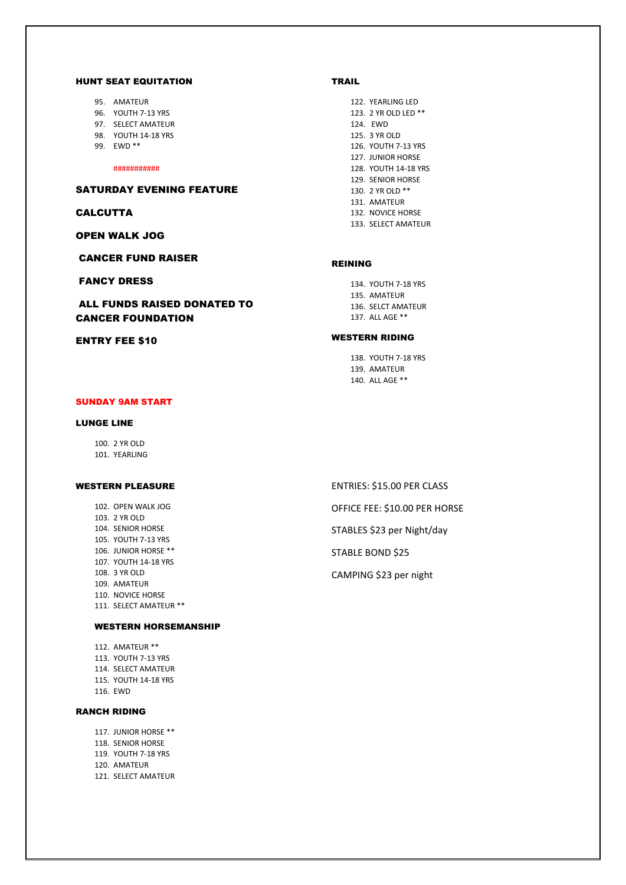### HUNT SEAT EQUITATION

95. AMATEUR
96. YOUTH 7-13 YRS
97. SELECT AMATEUR
98. YOUTH 14-18 YRS
99. EWD **

###########

### SATURDAY EVENING FEATURE

### CALCUTTA

### OPEN WALK JOG

### CANCER FUND RAISER

### FANCY DRESS

### ALL FUNDS RAISED DONATED TO CANCER FOUNDATION

### ENTRY FEE $10

### SUNDAY 9AM START

### LUNGE LINE

100. 2 YR OLD
101. YEARLING

### WESTERN PLEASURE

102. OPEN WALK JOG
103. 2 YR OLD
104. SENIOR HORSE
105. YOUTH 7-13 YRS
106. JUNIOR HORSE **
107. YOUTH 14-18 YRS
108. 3 YR OLD
109. AMATEUR
110. NOVICE HORSE
111. SELECT AMATEUR **

### WESTERN HORSEMANSHIP

112. AMATEUR **
113. YOUTH 7-13 YRS
114. SELECT AMATEUR
115. YOUTH 14-18 YRS
116. EWD

### RANCH RIDING

117. JUNIOR HORSE **
118. SENIOR HORSE
119. YOUTH 7-18 YRS
120. AMATEUR
121. SELECT AMATEUR

### TRAIL

122. YEARLING LED
123. 2 YR OLD LED **
124. EWD
125. 3 YR OLD
126. YOUTH 7-13 YRS
127. JUNIOR HORSE
128. YOUTH 14-18 YRS
129. SENIOR HORSE
130. 2 YR OLD **
131. AMATEUR
132. NOVICE HORSE
133. SELECT AMATEUR

### REINING

134. YOUTH 7-18 YRS
135. AMATEUR
136. SELCT AMATEUR
137. ALL AGE **

### WESTERN RIDING

138. YOUTH 7-18 YRS
139. AMATEUR
140. ALL AGE **

ENTRIES: $15.00 PER CLASS

OFFICE FEE: $10.00 PER HORSE

STABLES $23 per Night/day

STABLE BOND $25

CAMPING $23 per night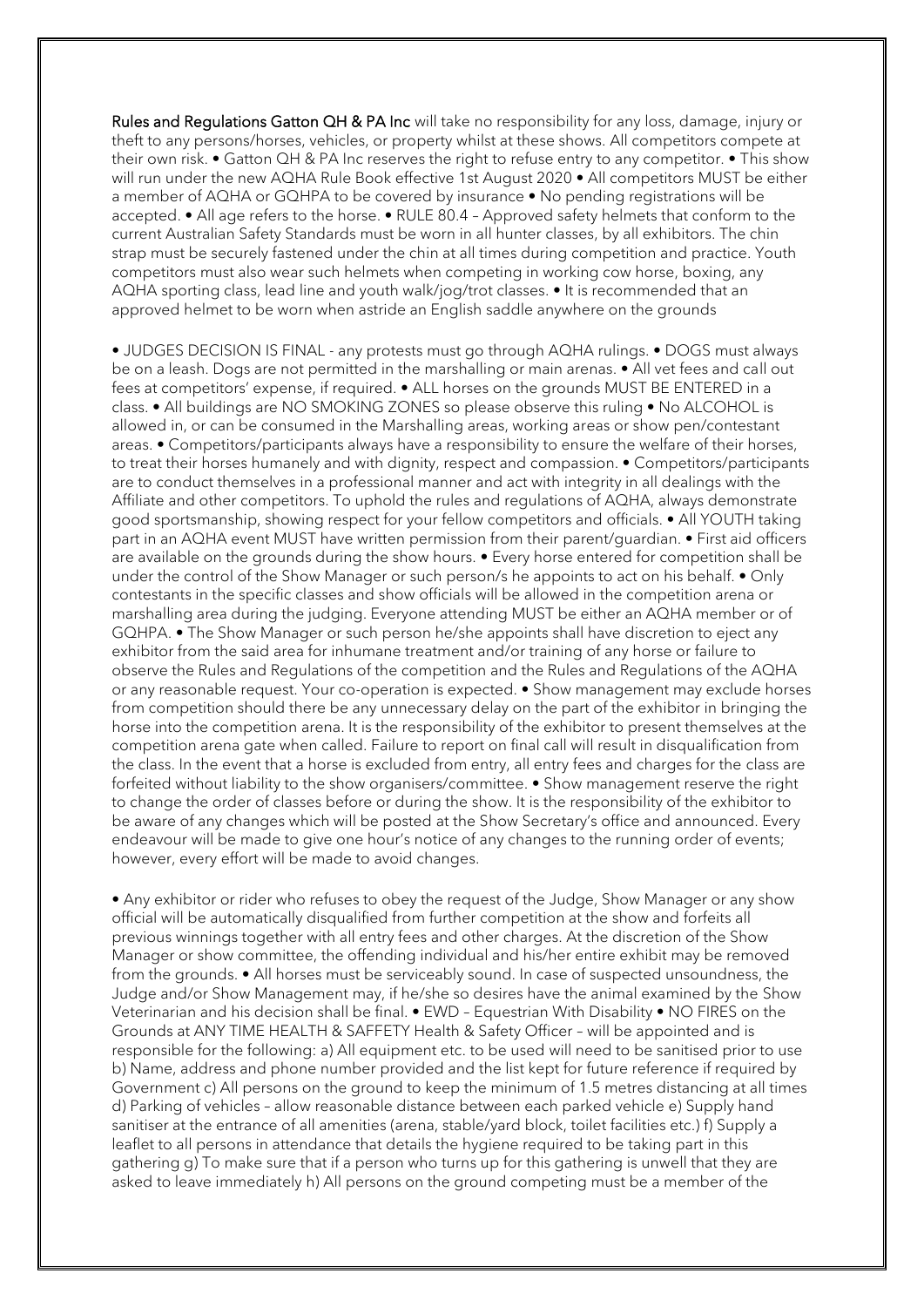**Rules and Regulations** Gatton QH & PA Inc will take no responsibility for any loss, damage, injury or theft to any persons/horses, vehicles, or property whilst at these shows. All competitors compete at their own risk. • Gatton QH & PA Inc reserves the right to refuse entry to any competitor. • This show will run under the new AQHA Rule Book effective 1st August 2020 • All competitors MUST be either a member of AQHA or GQHPA to be covered by insurance • No pending registrations will be accepted. • All age refers to the horse. • RULE 80.4 – Approved safety helmets that conform to the current Australian Safety Standards must be worn in all hunter classes, by all exhibitors. The chin strap must be securely fastened under the chin at all times during competition and practice. Youth competitors must also wear such helmets when competing in working cow horse, boxing, any AQHA sporting class, lead line and youth walk/jog/trot classes. • It is recommended that an approved helmet to be worn when astride an English saddle anywhere on the grounds

• JUDGES DECISION IS FINAL - any protests must go through AQHA rulings. • DOGS must always be on a leash. Dogs are not permitted in the marshalling or main arenas. • All vet fees and call out fees at competitors' expense, if required. • ALL horses on the grounds MUST BE ENTERED in a class. • All buildings are NO SMOKING ZONES so please observe this ruling • No ALCOHOL is allowed in, or can be consumed in the Marshalling areas, working areas or show pen/contestant areas. • Competitors/participants always have a responsibility to ensure the welfare of their horses, to treat their horses humanely and with dignity, respect and compassion. • Competitors/participants are to conduct themselves in a professional manner and act with integrity in all dealings with the Affiliate and other competitors. To uphold the rules and regulations of AQHA, always demonstrate good sportsmanship, showing respect for your fellow competitors and officials. • All YOUTH taking part in an AQHA event MUST have written permission from their parent/guardian. • First aid officers are available on the grounds during the show hours. • Every horse entered for competition shall be under the control of the Show Manager or such person/s he appoints to act on his behalf. • Only contestants in the specific classes and show officials will be allowed in the competition arena or marshalling area during the judging. Everyone attending MUST be either an AQHA member or of GQHPA. • The Show Manager or such person he/she appoints shall have discretion to eject any exhibitor from the said area for inhumane treatment and/or training of any horse or failure to observe the Rules and Regulations of the competition and the Rules and Regulations of the AQHA or any reasonable request. Your co-operation is expected. • Show management may exclude horses from competition should there be any unnecessary delay on the part of the exhibitor in bringing the horse into the competition arena. It is the responsibility of the exhibitor to present themselves at the competition arena gate when called. Failure to report on final call will result in disqualification from the class. In the event that a horse is excluded from entry, all entry fees and charges for the class are forfeited without liability to the show organisers/committee. • Show management reserve the right to change the order of classes before or during the show. It is the responsibility of the exhibitor to be aware of any changes which will be posted at the Show Secretary's office and announced. Every endeavour will be made to give one hour's notice of any changes to the running order of events; however, every effort will be made to avoid changes.

• Any exhibitor or rider who refuses to obey the request of the Judge, Show Manager or any show official will be automatically disqualified from further competition at the show and forfeits all previous winnings together with all entry fees and other charges. At the discretion of the Show Manager or show committee, the offending individual and his/her entire exhibit may be removed from the grounds. • All horses must be serviceably sound. In case of suspected unsoundness, the Judge and/or Show Management may, if he/she so desires have the animal examined by the Show Veterinarian and his decision shall be final. • EWD – Equestrian With Disability • NO FIRES on the Grounds at ANY TIME HEALTH & SAFFETY Health & Safety Officer – will be appointed and is responsible for the following: a) All equipment etc. to be used will need to be sanitised prior to use b) Name, address and phone number provided and the list kept for future reference if required by Government c) All persons on the ground to keep the minimum of 1.5 metres distancing at all times d) Parking of vehicles – allow reasonable distance between each parked vehicle e) Supply hand sanitiser at the entrance of all amenities (arena, stable/yard block, toilet facilities etc.) f) Supply a leaflet to all persons in attendance that details the hygiene required to be taking part in this gathering g) To make sure that if a person who turns up for this gathering is unwell that they are asked to leave immediately h) All persons on the ground competing must be a member of the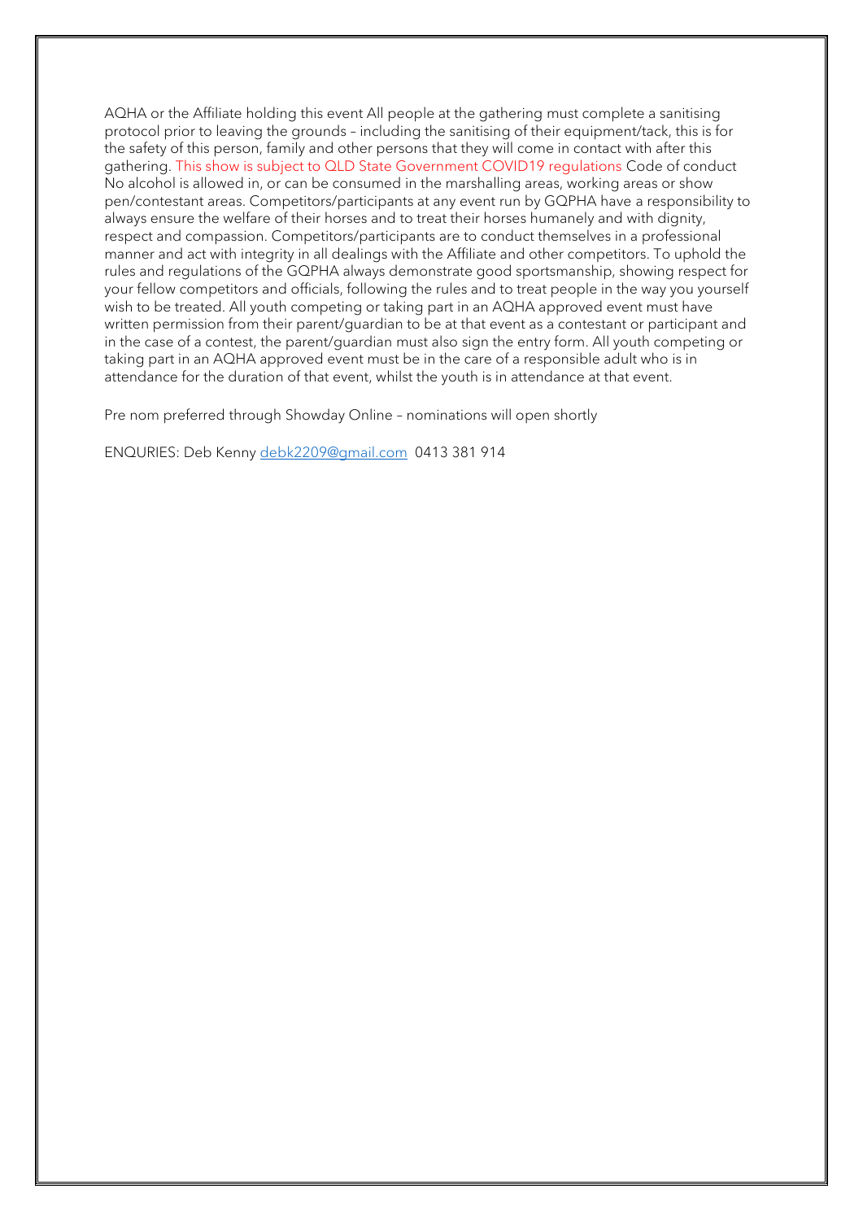AQHA or the Affiliate holding this event All people at the gathering must complete a sanitising protocol prior to leaving the grounds – including the sanitising of their equipment/tack, this is for the safety of this person, family and other persons that they will come in contact with after this gathering. This show is subject to QLD State Government COVID19 regulations Code of conduct No alcohol is allowed in, or can be consumed in the marshalling areas, working areas or show pen/contestant areas. Competitors/participants at any event run by GQPHA have a responsibility to always ensure the welfare of their horses and to treat their horses humanely and with dignity, respect and compassion. Competitors/participants are to conduct themselves in a professional manner and act with integrity in all dealings with the Affiliate and other competitors. To uphold the rules and regulations of the GQPHA always demonstrate good sportsmanship, showing respect for your fellow competitors and officials, following the rules and to treat people in the way you yourself wish to be treated. All youth competing or taking part in an AQHA approved event must have written permission from their parent/guardian to be at that event as a contestant or participant and in the case of a contest, the parent/guardian must also sign the entry form. All youth competing or taking part in an AQHA approved event must be in the care of a responsible adult who is in attendance for the duration of that event, whilst the youth is in attendance at that event.

Pre nom preferred through Showday Online – nominations will open shortly

ENQURIES: Deb Kenny [debk2209@gmail.com](mailto:debk2209@gmail.com) 0413 381 914